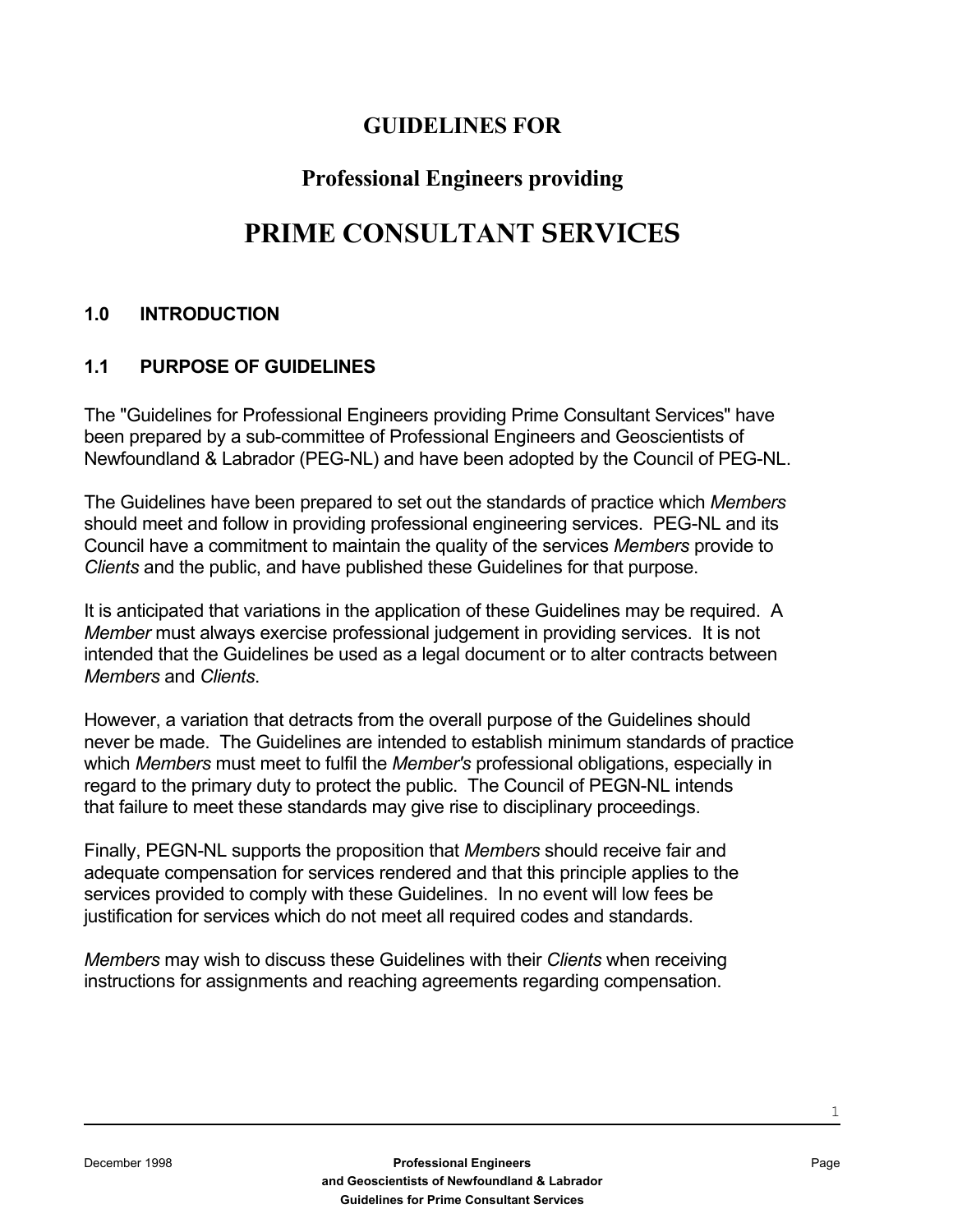# GUIDELINES FOR

## Professional Engineers providing

# PRIME CONSULTANT SERVICES

## 1.0 INTRODUCTION

### 1.1 PURPOSE OF GUIDELINES

The "Guidelines for Professional Engineers providing Prime Consultant Services" have been prepared by a sub-committee of Professional Engineers and Geoscientists of Newfoundland & Labrador (PEG-NL) and have been adopted by the Council of PEG-NL.

The Guidelines have been prepared to set out the standards of practice which *Members* should meet and follow in providing professional engineering services. PEG-NL and its Council have a commitment to maintain the quality of the services *Members* provide to *Clients* and the public, and have published these Guidelines for that purpose.

It is anticipated that variations in the application of these Guidelines may be required. A *Member* must always exercise professional judgement in providing services. It is not intended that the Guidelines be used as a legal document or to alter contracts between *Members* and *Clients*.

However, a variation that detracts from the overall purpose of the Guidelines should never be made. The Guidelines are intended to establish minimum standards of practice which *Members* must meet to fulfil the *Member's* professional obligations, especially in regard to the primary duty to protect the public. The Council of PEGN-NL intends that failure to meet these standards may give rise to disciplinary proceedings.

Finally, PEGN-NL supports the proposition that *Members* should receive fair and adequate compensation for services rendered and that this principle applies to the services provided to comply with these Guidelines. In no event will low fees be justification for services which do not meet all required codes and standards.

*Members* may wish to discuss these Guidelines with their *Clients* when receiving instructions for assignments and reaching agreements regarding compensation.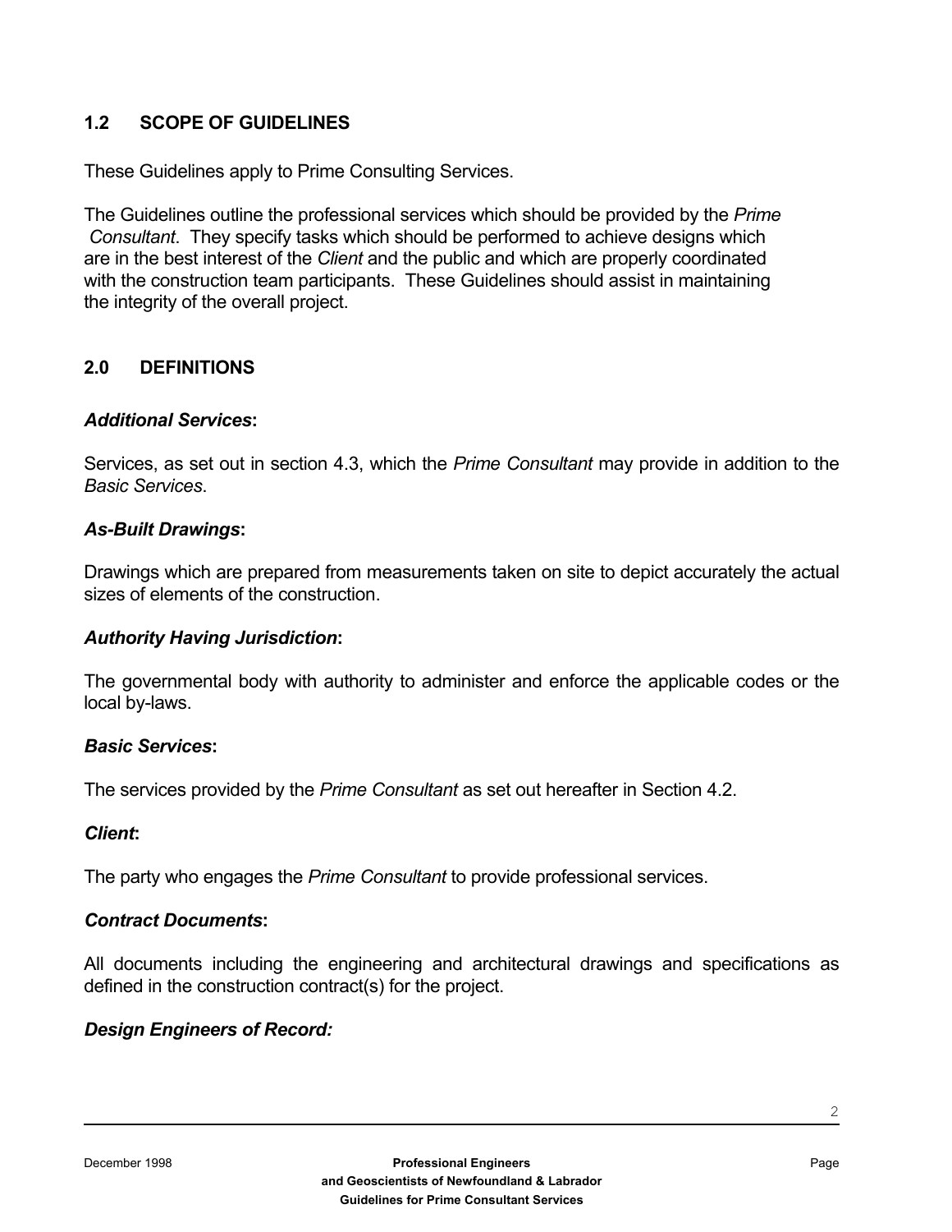## 1.2 SCOPE OF GUIDELINES

These Guidelines apply to Prime Consulting Services.

The Guidelines outline the professional services which should be provided by the *Prime Consultant*. They specify tasks which should be performed to achieve designs which are in the best interest of the *Client* and the public and which are properly coordinated with the construction team participants. These Guidelines should assist in maintaining the integrity of the overall project.

## 2.0 DEFINITIONS

### *Additional Services*:

Services, as set out in section 4.3, which the *Prime Consultant* may provide in addition to the *Basic Services*.

### *As-Built Drawings*:

Drawings which are prepared from measurements taken on site to depict accurately the actual sizes of elements of the construction.

### *Authority Having Jurisdiction*:

The governmental body with authority to administer and enforce the applicable codes or the local by-laws.

### *Basic Services*:

The services provided by the *Prime Consultant* as set out hereafter in Section 4.2.

### *Client*:

The party who engages the *Prime Consultant* to provide professional services.

### *Contract Documents*:

All documents including the engineering and architectural drawings and specifications as defined in the construction contract(s) for the project.

### *Design Engineers of Record:*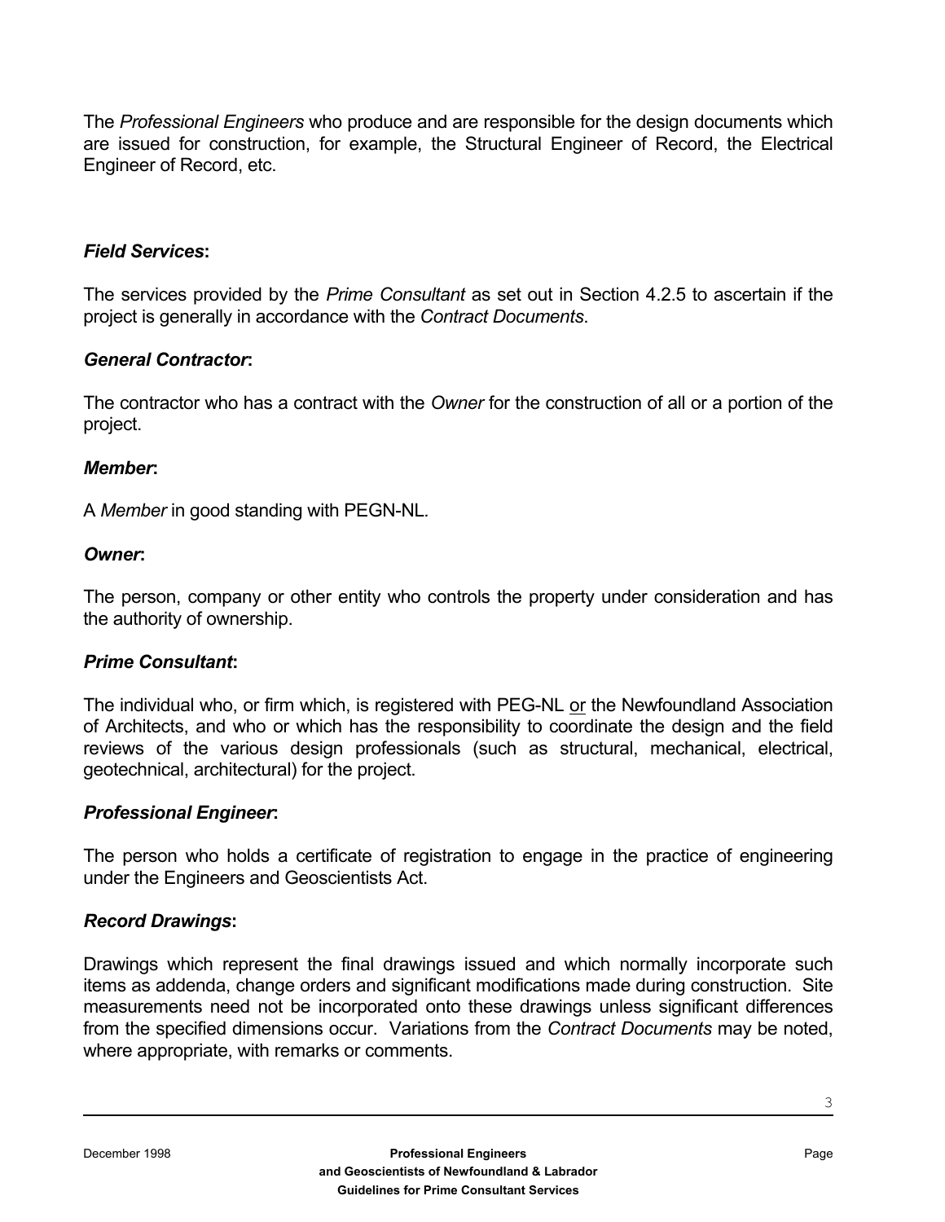The *Professional Engineers* who produce and are responsible for the design documents which are issued for construction, for example, the Structural Engineer of Record, the Electrical Engineer of Record, etc.

***Field Services*:**

The services provided by the *Prime Consultant* as set out in Section 4.2.5 to ascertain if the project is generally in accordance with the *Contract Documents*.

***General Contractor*:**

The contractor who has a contract with the *Owner* for the construction of all or a portion of the project.

***Member*:**

A *Member* in good standing with PEGN-NL.

***Owner*:**

The person, company or other entity who controls the property under consideration and has the authority of ownership.

***Prime Consultant*:**

The individual who, or firm which, is registered with PEG-NL <u>or</u> the Newfoundland Association of Architects, and who or which has the responsibility to coordinate the design and the field reviews of the various design professionals (such as structural, mechanical, electrical, geotechnical, architectural) for the project.

***Professional Engineer*:**

The person who holds a certificate of registration to engage in the practice of engineering under the Engineers and Geoscientists Act.

***Record Drawings*:**

Drawings which represent the final drawings issued and which normally incorporate such items as addenda, change orders and significant modifications made during construction. Site measurements need not be incorporated onto these drawings unless significant differences from the specified dimensions occur. Variations from the *Contract Documents* may be noted, where appropriate, with remarks or comments.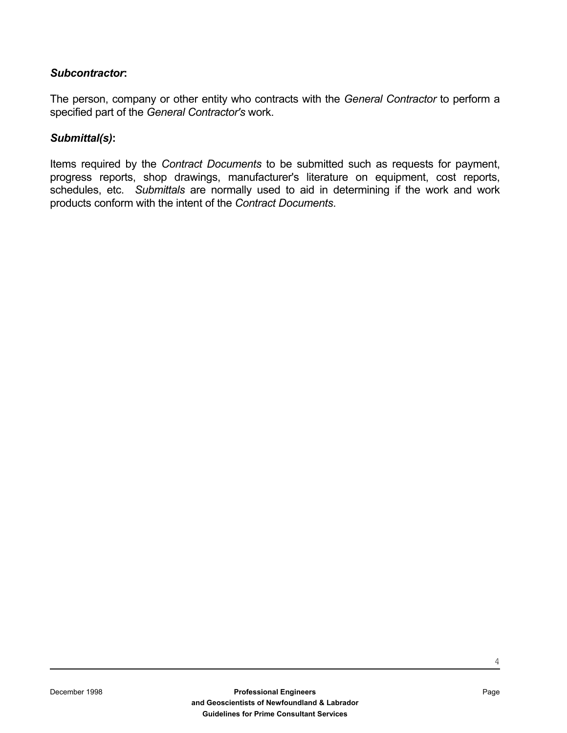***Subcontractor*:**

The person, company or other entity who contracts with the *General Contractor* to perform a specified part of the *General Contractor's* work.

***Submittal(s)*:**

Items required by the *Contract Documents* to be submitted such as requests for payment, progress reports, shop drawings, manufacturer's literature on equipment, cost reports, schedules, etc. *Submittals* are normally used to aid in determining if the work and work products conform with the intent of the *Contract Documents*.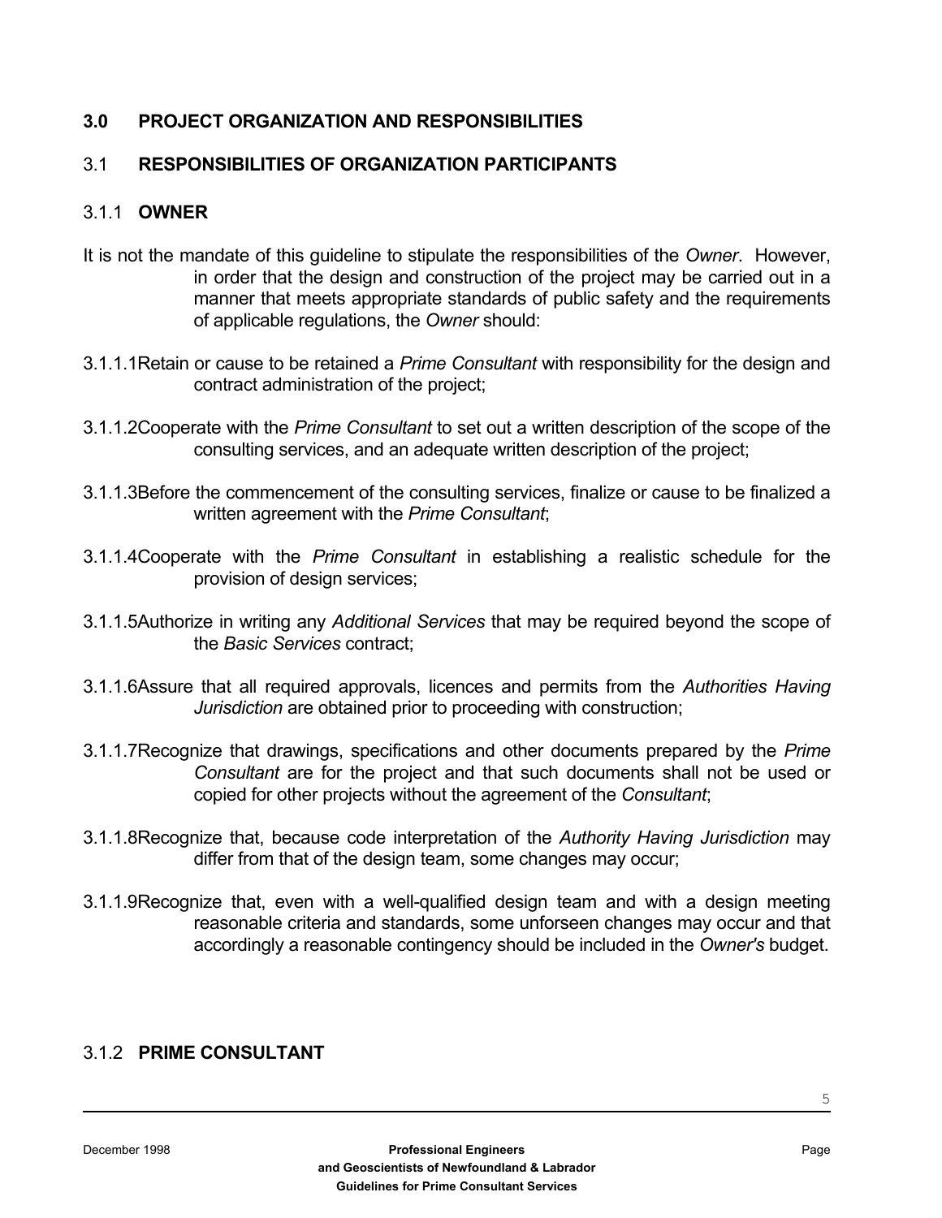## 3.0 PROJECT ORGANIZATION AND RESPONSIBILITIES

### 3.1 RESPONSIBILITIES OF ORGANIZATION PARTICIPANTS

#### 3.1.1 OWNER

It is not the mandate of this guideline to stipulate the responsibilities of the *Owner*. However, in order that the design and construction of the project may be carried out in a manner that meets appropriate standards of public safety and the requirements of applicable regulations, the *Owner* should:

3.1.1.1 Retain or cause to be retained a *Prime Consultant* with responsibility for the design and contract administration of the project;

3.1.1.2 Cooperate with the *Prime Consultant* to set out a written description of the scope of the consulting services, and an adequate written description of the project;

3.1.1.3 Before the commencement of the consulting services, finalize or cause to be finalized a written agreement with the *Prime Consultant*;

3.1.1.4 Cooperate with the *Prime Consultant* in establishing a realistic schedule for the provision of design services;

3.1.1.5 Authorize in writing any *Additional Services* that may be required beyond the scope of the *Basic Services* contract;

3.1.1.6 Assure that all required approvals, licences and permits from the *Authorities Having Jurisdiction* are obtained prior to proceeding with construction;

3.1.1.7 Recognize that drawings, specifications and other documents prepared by the *Prime Consultant* are for the project and that such documents shall not be used or copied for other projects without the agreement of the *Consultant*;

3.1.1.8 Recognize that, because code interpretation of the *Authority Having Jurisdiction* may differ from that of the design team, some changes may occur;

3.1.1.9 Recognize that, even with a well-qualified design team and with a design meeting reasonable criteria and standards, some unforseen changes may occur and that accordingly a reasonable contingency should be included in the *Owner's* budget.

#### 3.1.2 PRIME CONSULTANT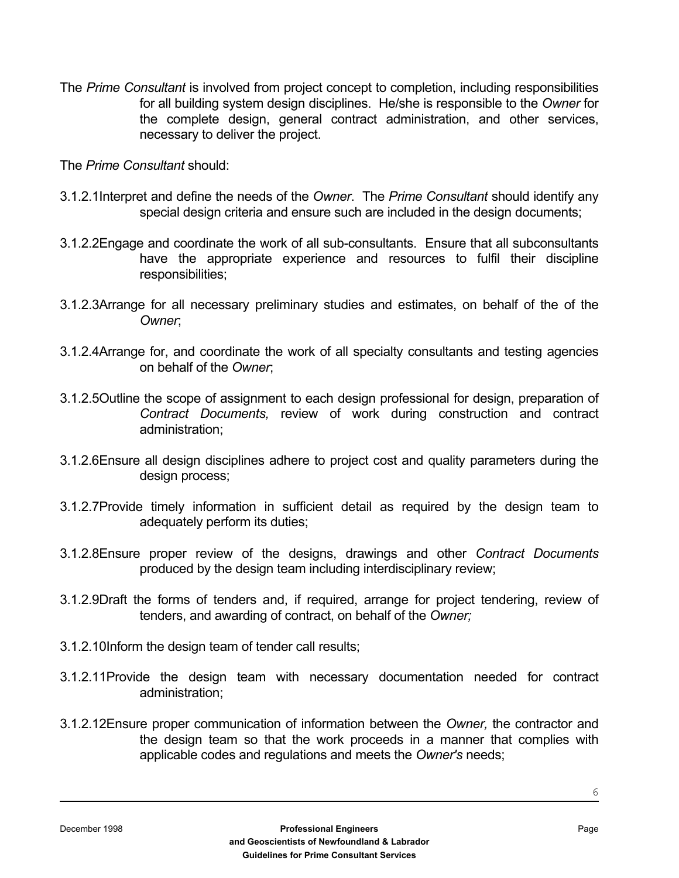The *Prime Consultant* is involved from project concept to completion, including responsibilities for all building system design disciplines. He/she is responsible to the *Owner* for the complete design, general contract administration, and other services, necessary to deliver the project.

The *Prime Consultant* should:

3.1.2.1 Interpret and define the needs of the *Owner*. The *Prime Consultant* should identify any special design criteria and ensure such are included in the design documents;

3.1.2.2 Engage and coordinate the work of all sub-consultants. Ensure that all subconsultants have the appropriate experience and resources to fulfil their discipline responsibilities;

3.1.2.3 Arrange for all necessary preliminary studies and estimates, on behalf of the of the *Owner*;

3.1.2.4 Arrange for, and coordinate the work of all specialty consultants and testing agencies on behalf of the *Owner*;

3.1.2.5 Outline the scope of assignment to each design professional for design, preparation of *Contract Documents,* review of work during construction and contract administration;

3.1.2.6 Ensure all design disciplines adhere to project cost and quality parameters during the design process;

3.1.2.7 Provide timely information in sufficient detail as required by the design team to adequately perform its duties;

3.1.2.8 Ensure proper review of the designs, drawings and other *Contract Documents* produced by the design team including interdisciplinary review;

3.1.2.9 Draft the forms of tenders and, if required, arrange for project tendering, review of tenders, and awarding of contract, on behalf of the *Owner;*

3.1.2.10 Inform the design team of tender call results;

3.1.2.11 Provide the design team with necessary documentation needed for contract administration;

3.1.2.12 Ensure proper communication of information between the *Owner,* the contractor and the design team so that the work proceeds in a manner that complies with applicable codes and regulations and meets the *Owner's* needs;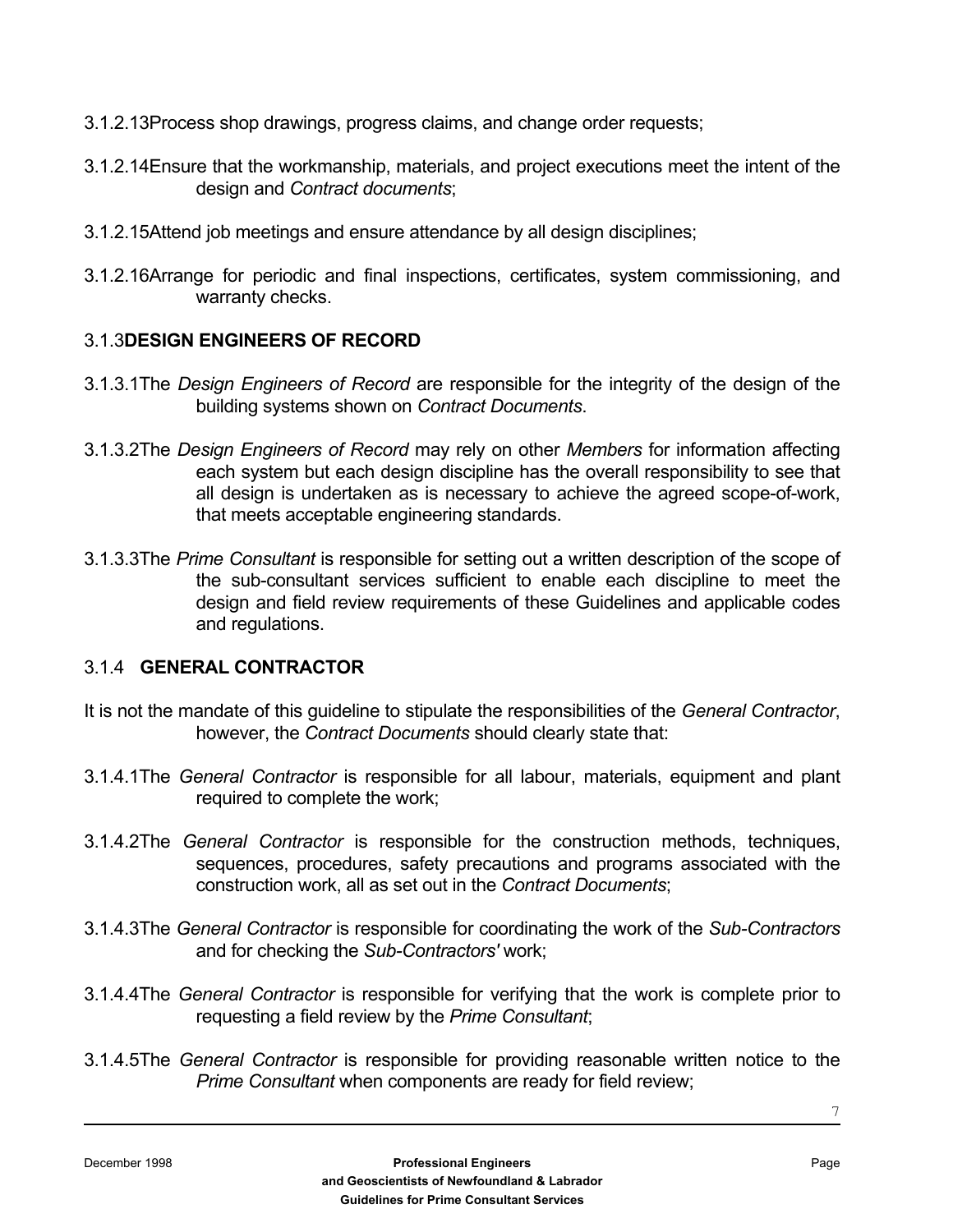3.1.2.13 Process shop drawings, progress claims, and change order requests;

3.1.2.14 Ensure that the workmanship, materials, and project executions meet the intent of the design and *Contract documents*;

3.1.2.15 Attend job meetings and ensure attendance by all design disciplines;

3.1.2.16 Arrange for periodic and final inspections, certificates, system commissioning, and warranty checks.

### 3.1.3 DESIGN ENGINEERS OF RECORD

3.1.3.1 The *Design Engineers of Record* are responsible for the integrity of the design of the building systems shown on *Contract Documents*.

3.1.3.2 The *Design Engineers of Record* may rely on other *Members* for information affecting each system but each design discipline has the overall responsibility to see that all design is undertaken as is necessary to achieve the agreed scope-of-work, that meets acceptable engineering standards.

3.1.3.3 The *Prime Consultant* is responsible for setting out a written description of the scope of the sub-consultant services sufficient to enable each discipline to meet the design and field review requirements of these Guidelines and applicable codes and regulations.

### 3.1.4 GENERAL CONTRACTOR

It is not the mandate of this guideline to stipulate the responsibilities of the *General Contractor*, however, the *Contract Documents* should clearly state that:

3.1.4.1 The *General Contractor* is responsible for all labour, materials, equipment and plant required to complete the work;

3.1.4.2 The *General Contractor* is responsible for the construction methods, techniques, sequences, procedures, safety precautions and programs associated with the construction work, all as set out in the *Contract Documents*;

3.1.4.3 The *General Contractor* is responsible for coordinating the work of the *Sub-Contractors* and for checking the *Sub-Contractors'* work;

3.1.4.4 The *General Contractor* is responsible for verifying that the work is complete prior to requesting a field review by the *Prime Consultant*;

3.1.4.5 The *General Contractor* is responsible for providing reasonable written notice to the *Prime Consultant* when components are ready for field review;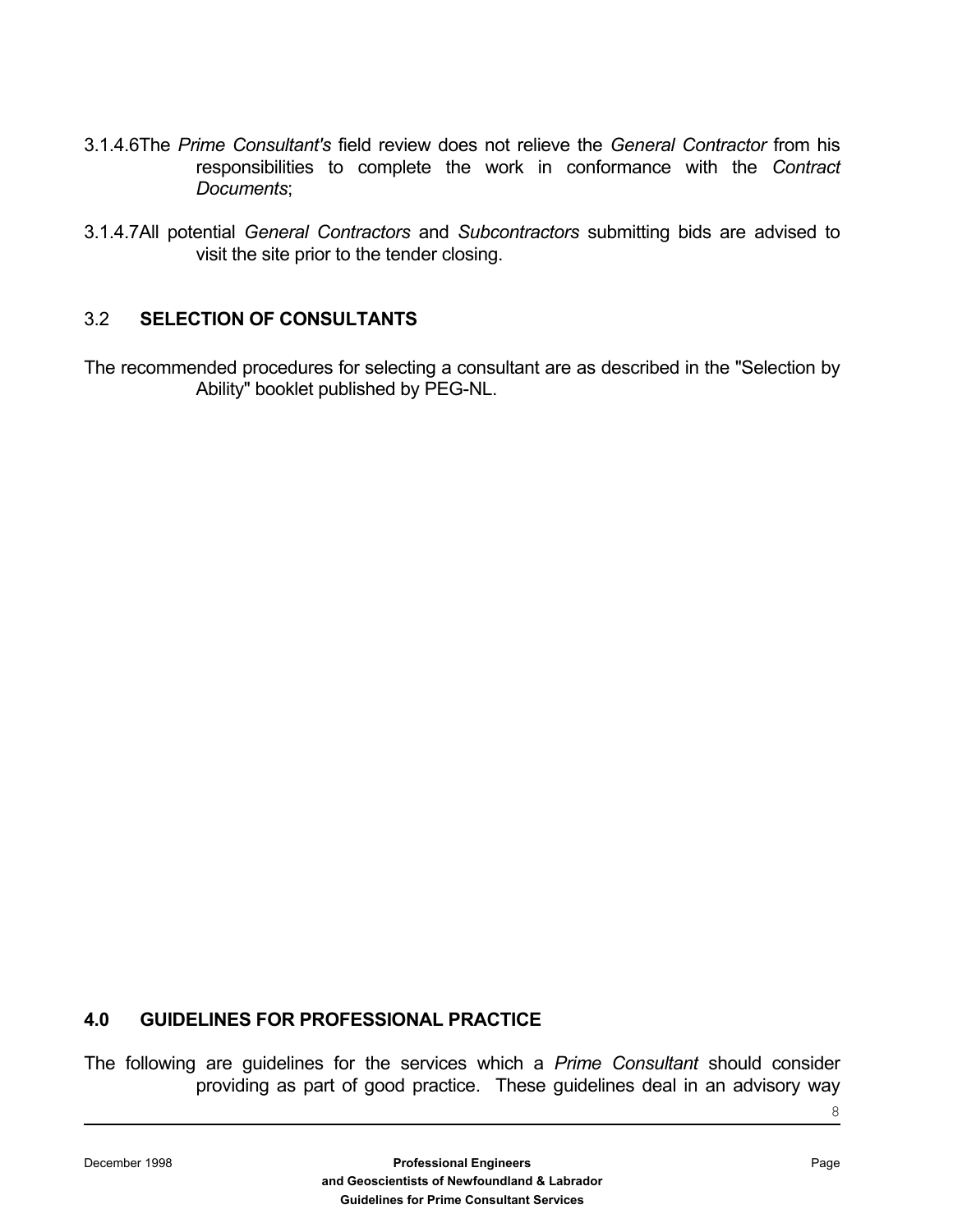3.1.4.6 The *Prime Consultant's* field review does not relieve the *General Contractor* from his responsibilities to complete the work in conformance with the *Contract Documents*;

3.1.4.7 All potential *General Contractors* and *Subcontractors* submitting bids are advised to visit the site prior to the tender closing.

## 3.2 SELECTION OF CONSULTANTS

The recommended procedures for selecting a consultant are as described in the "Selection by Ability" booklet published by PEG-NL.

# 4.0 GUIDELINES FOR PROFESSIONAL PRACTICE

The following are guidelines for the services which a *Prime Consultant* should consider providing as part of good practice. These guidelines deal in an advisory way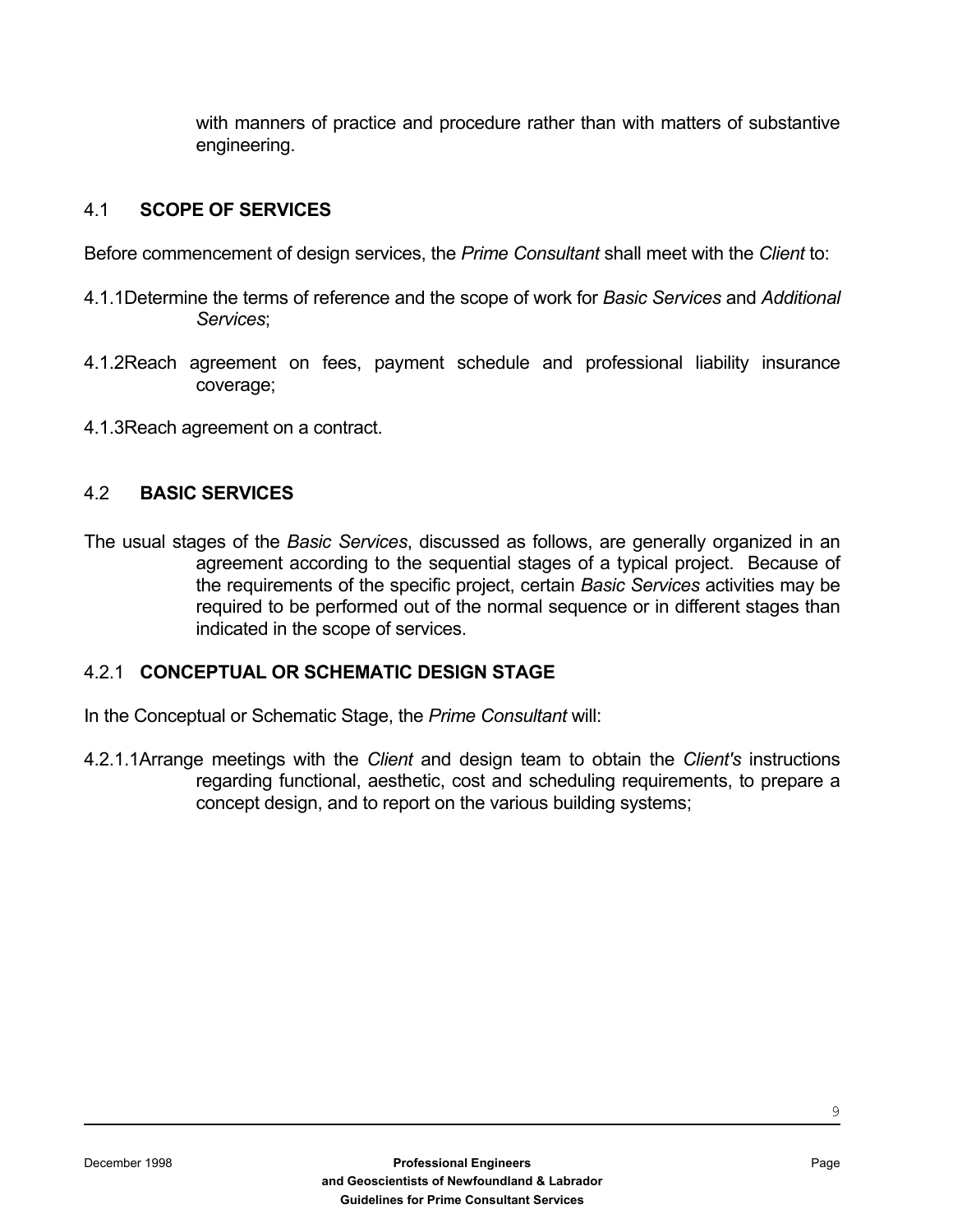with manners of practice and procedure rather than with matters of substantive engineering.

## 4.1 **SCOPE OF SERVICES**

Before commencement of design services, the *Prime Consultant* shall meet with the *Client* to:

4.1.1 Determine the terms of reference and the scope of work for *Basic Services* and *Additional Services*;

4.1.2 Reach agreement on fees, payment schedule and professional liability insurance coverage;

4.1.3 Reach agreement on a contract.

## 4.2 **BASIC SERVICES**

The usual stages of the *Basic Services*, discussed as follows, are generally organized in an agreement according to the sequential stages of a typical project. Because of the requirements of the specific project, certain *Basic Services* activities may be required to be performed out of the normal sequence or in different stages than indicated in the scope of services.

### 4.2.1 **CONCEPTUAL OR SCHEMATIC DESIGN STAGE**

In the Conceptual or Schematic Stage, the *Prime Consultant* will:

4.2.1.1 Arrange meetings with the *Client* and design team to obtain the *Client's* instructions regarding functional, aesthetic, cost and scheduling requirements, to prepare a concept design, and to report on the various building systems;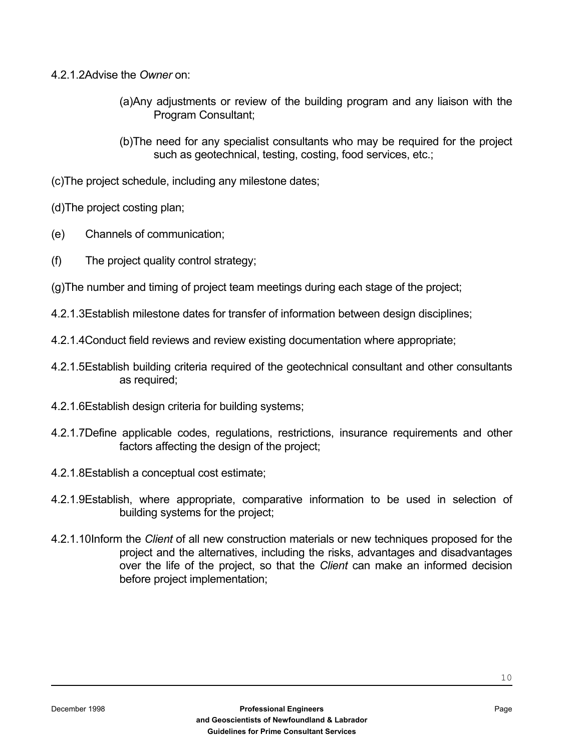4.2.1.2 Advise the *Owner* on:

(a) Any adjustments or review of the building program and any liaison with the Program Consultant;

(b) The need for any specialist consultants who may be required for the project such as geotechnical, testing, costing, food services, etc.;

(c) The project schedule, including any milestone dates;

(d) The project costing plan;

(e) Channels of communication;

(f) The project quality control strategy;

(g) The number and timing of project team meetings during each stage of the project;

4.2.1.3 Establish milestone dates for transfer of information between design disciplines;

4.2.1.4 Conduct field reviews and review existing documentation where appropriate;

4.2.1.5 Establish building criteria required of the geotechnical consultant and other consultants as required;

4.2.1.6 Establish design criteria for building systems;

4.2.1.7 Define applicable codes, regulations, restrictions, insurance requirements and other factors affecting the design of the project;

4.2.1.8 Establish a conceptual cost estimate;

4.2.1.9 Establish, where appropriate, comparative information to be used in selection of building systems for the project;

4.2.1.10 Inform the *Client* of all new construction materials or new techniques proposed for the project and the alternatives, including the risks, advantages and disadvantages over the life of the project, so that the *Client* can make an informed decision before project implementation;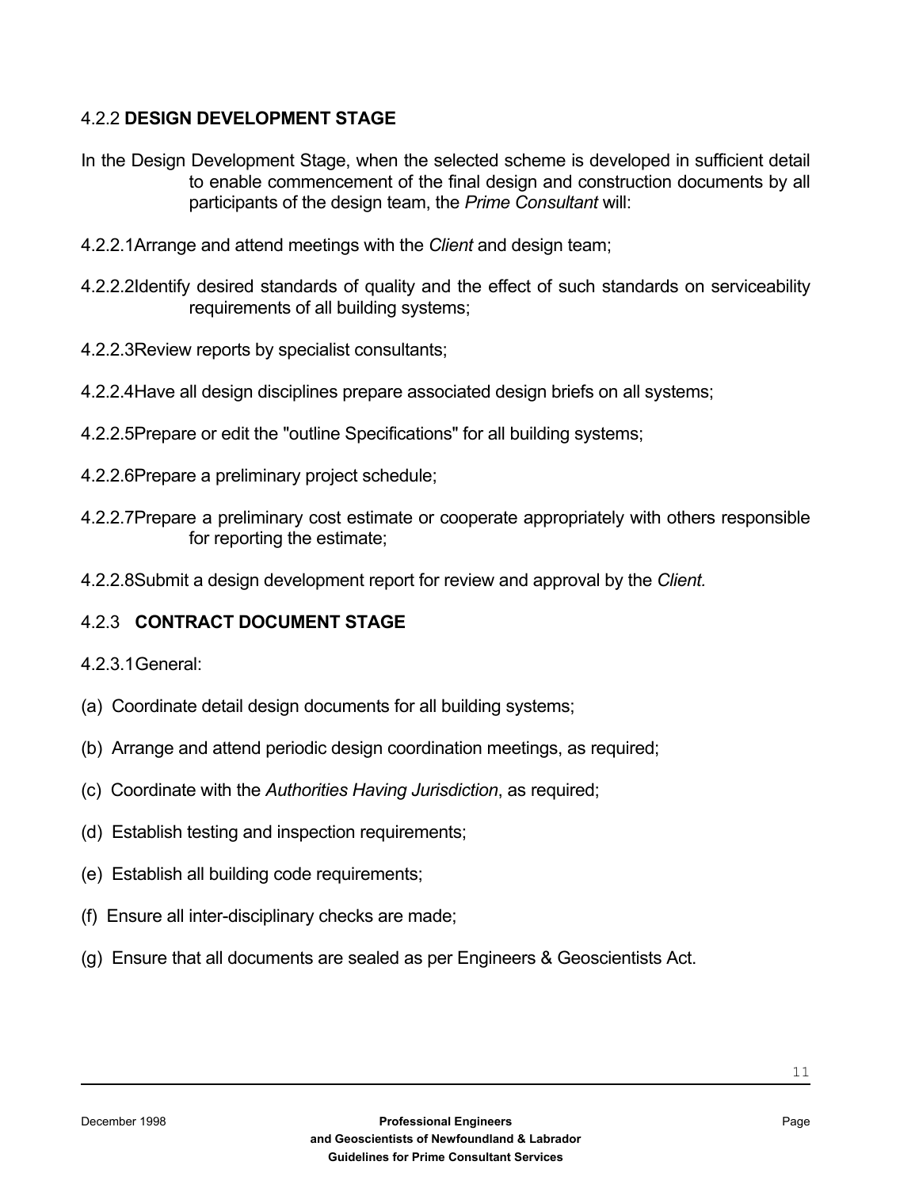### 4.2.2 **DESIGN DEVELOPMENT STAGE**

In the Design Development Stage, when the selected scheme is developed in sufficient detail to enable commencement of the final design and construction documents by all participants of the design team, the *Prime Consultant* will:

4.2.2.1 Arrange and attend meetings with the *Client* and design team;

4.2.2.2 Identify desired standards of quality and the effect of such standards on serviceability requirements of all building systems;

4.2.2.3 Review reports by specialist consultants;

4.2.2.4 Have all design disciplines prepare associated design briefs on all systems;

4.2.2.5 Prepare or edit the "outline Specifications" for all building systems;

4.2.2.6 Prepare a preliminary project schedule;

4.2.2.7 Prepare a preliminary cost estimate or cooperate appropriately with others responsible for reporting the estimate;

4.2.2.8 Submit a design development report for review and approval by the *Client.*

### 4.2.3 **CONTRACT DOCUMENT STAGE**

4.2.3.1 General:

(a) Coordinate detail design documents for all building systems;

(b) Arrange and attend periodic design coordination meetings, as required;

(c) Coordinate with the *Authorities Having Jurisdiction*, as required;

(d) Establish testing and inspection requirements;

(e) Establish all building code requirements;

(f) Ensure all inter-disciplinary checks are made;

(g) Ensure that all documents are sealed as per Engineers & Geoscientists Act.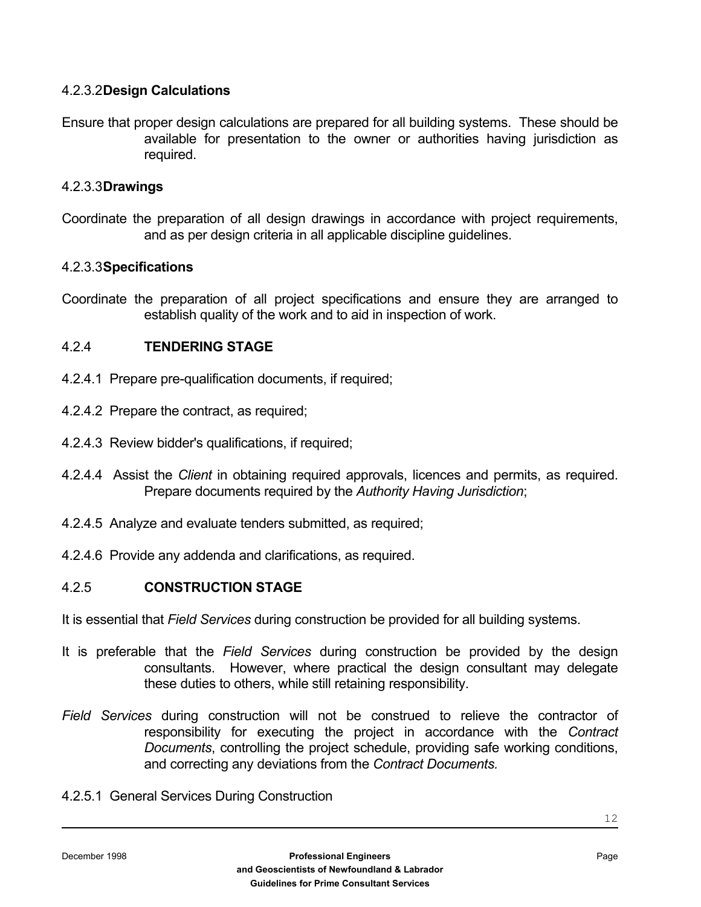#### 4.2.3.2 Design Calculations

Ensure that proper design calculations are prepared for all building systems. These should be available for presentation to the owner or authorities having jurisdiction as required.

#### 4.2.3.3 Drawings

Coordinate the preparation of all design drawings in accordance with project requirements, and as per design criteria in all applicable discipline guidelines.

#### 4.2.3.3 Specifications

Coordinate the preparation of all project specifications and ensure they are arranged to establish quality of the work and to aid in inspection of work.

### 4.2.4 TENDERING STAGE

4.2.4.1 Prepare pre-qualification documents, if required;

4.2.4.2 Prepare the contract, as required;

4.2.4.3 Review bidder's qualifications, if required;

4.2.4.4 Assist the *Client* in obtaining required approvals, licences and permits, as required. Prepare documents required by the *Authority Having Jurisdiction*;

4.2.4.5 Analyze and evaluate tenders submitted, as required;

4.2.4.6 Provide any addenda and clarifications, as required.

### 4.2.5 CONSTRUCTION STAGE

It is essential that *Field Services* during construction be provided for all building systems.

It is preferable that the *Field Services* during construction be provided by the design consultants. However, where practical the design consultant may delegate these duties to others, while still retaining responsibility.

*Field Services* during construction will not be construed to relieve the contractor of responsibility for executing the project in accordance with the *Contract Documents*, controlling the project schedule, providing safe working conditions, and correcting any deviations from the *Contract Documents.*

4.2.5.1 General Services During Construction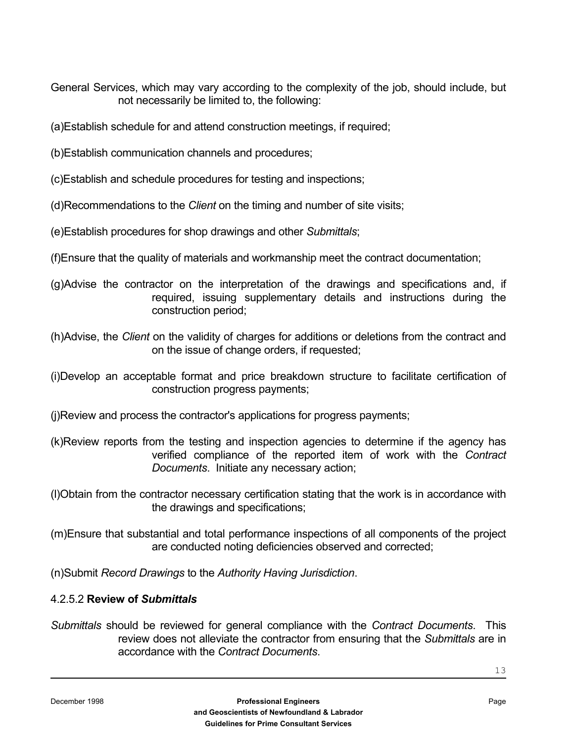General Services, which may vary according to the complexity of the job, should include, but not necessarily be limited to, the following:

(a)Establish schedule for and attend construction meetings, if required;

(b)Establish communication channels and procedures;

(c)Establish and schedule procedures for testing and inspections;

(d)Recommendations to the *Client* on the timing and number of site visits;

(e)Establish procedures for shop drawings and other *Submittals*;

(f)Ensure that the quality of materials and workmanship meet the contract documentation;

(g)Advise the contractor on the interpretation of the drawings and specifications and, if required, issuing supplementary details and instructions during the construction period;

(h)Advise, the *Client* on the validity of charges for additions or deletions from the contract and on the issue of change orders, if requested;

(i)Develop an acceptable format and price breakdown structure to facilitate certification of construction progress payments;

(j)Review and process the contractor's applications for progress payments;

(k)Review reports from the testing and inspection agencies to determine if the agency has verified compliance of the reported item of work with the *Contract Documents*. Initiate any necessary action;

(l)Obtain from the contractor necessary certification stating that the work is in accordance with the drawings and specifications;

(m)Ensure that substantial and total performance inspections of all components of the project are conducted noting deficiencies observed and corrected;

(n)Submit *Record Drawings* to the *Authority Having Jurisdiction*.

#### 4.2.5.2 **Review of *Submittals***

*Submittals* should be reviewed for general compliance with the *Contract Documents*. This review does not alleviate the contractor from ensuring that the *Submittals* are in accordance with the *Contract Documents*.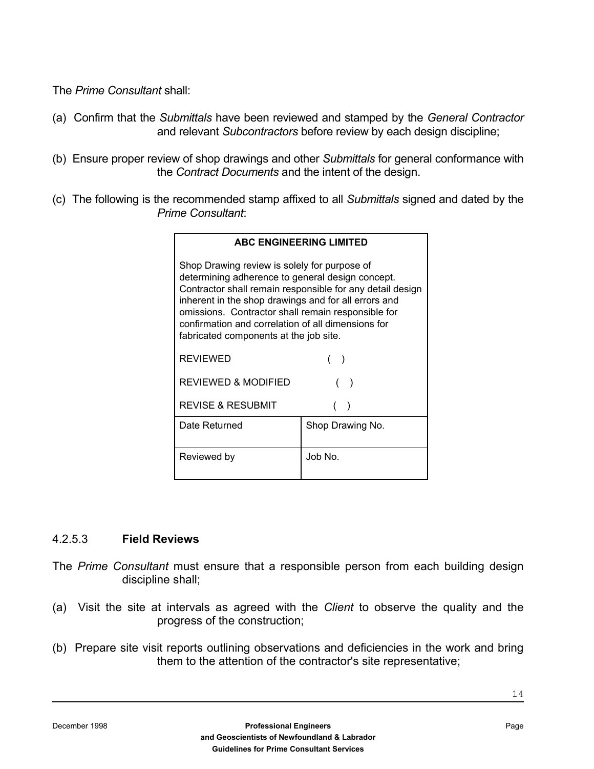The *Prime Consultant* shall:

(a) Confirm that the *Submittals* have been reviewed and stamped by the *General Contractor* and relevant *Subcontractors* before review by each design discipline;

(b) Ensure proper review of shop drawings and other *Submittals* for general conformance with the *Contract Documents* and the intent of the design.

(c) The following is the recommended stamp affixed to all *Submittals* signed and dated by the *Prime Consultant*:

| **ABC ENGINEERING LIMITED** | |
|---|---|
| Shop Drawing review is solely for purpose of determining adherence to general design concept. Contractor shall remain responsible for any detail design inherent in the shop drawings and for all errors and omissions. Contractor shall remain responsible for confirmation and correlation of all dimensions for fabricated components at the job site. | |
| REVIEWED ( ) | |
| REVIEWED & MODIFIED ( ) | |
| REVISE & RESUBMIT ( ) | |
| Date Returned | Shop Drawing No. |
| Reviewed by | Job No. |

### 4.2.5.3 **Field Reviews**

The *Prime Consultant* must ensure that a responsible person from each building design discipline shall;

(a) Visit the site at intervals as agreed with the *Client* to observe the quality and the progress of the construction;

(b) Prepare site visit reports outlining observations and deficiencies in the work and bring them to the attention of the contractor's site representative;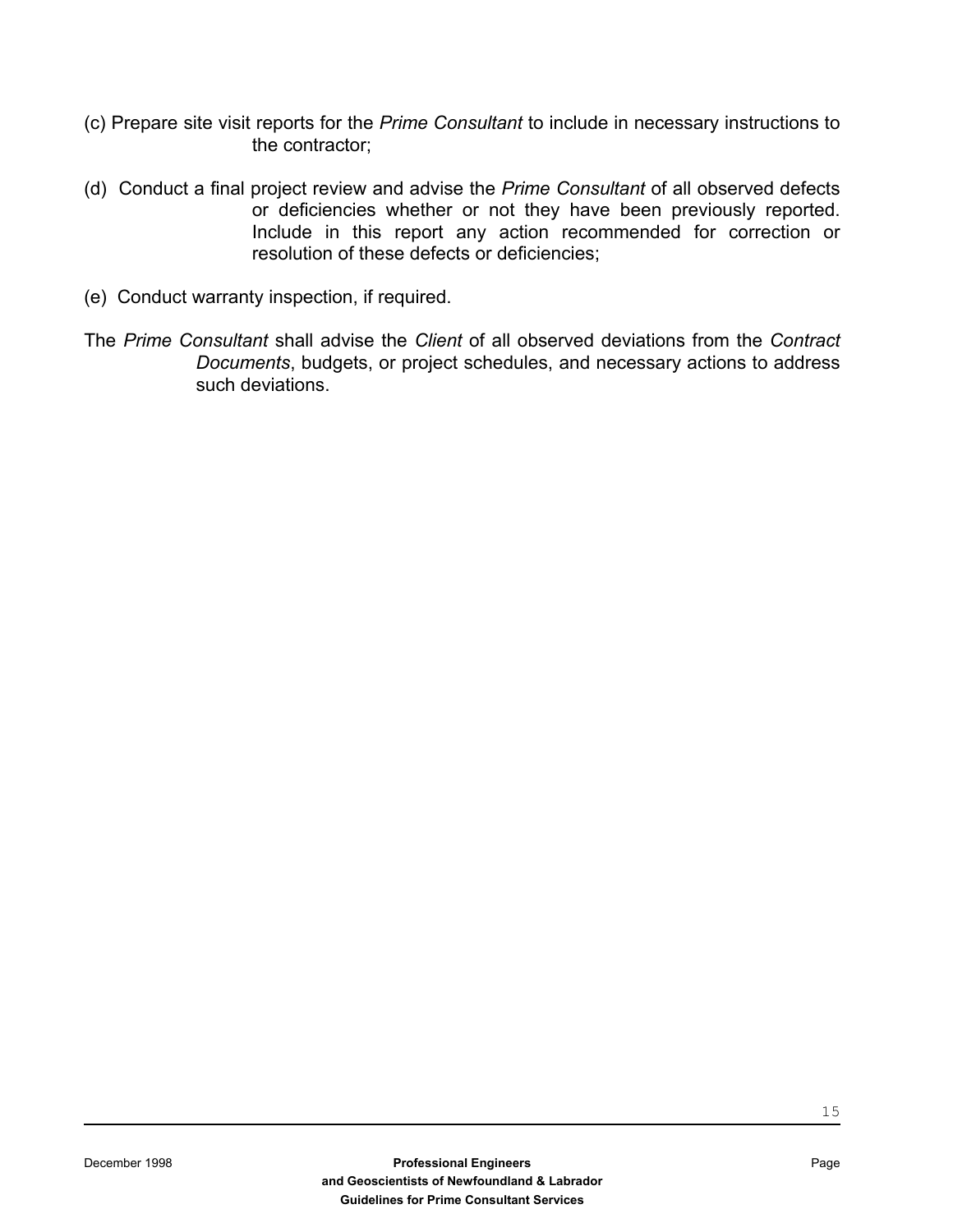(c) Prepare site visit reports for the *Prime Consultant* to include in necessary instructions to the contractor;

(d) Conduct a final project review and advise the *Prime Consultant* of all observed defects or deficiencies whether or not they have been previously reported. Include in this report any action recommended for correction or resolution of these defects or deficiencies;

(e) Conduct warranty inspection, if required.

The *Prime Consultant* shall advise the *Client* of all observed deviations from the *Contract Documents*, budgets, or project schedules, and necessary actions to address such deviations.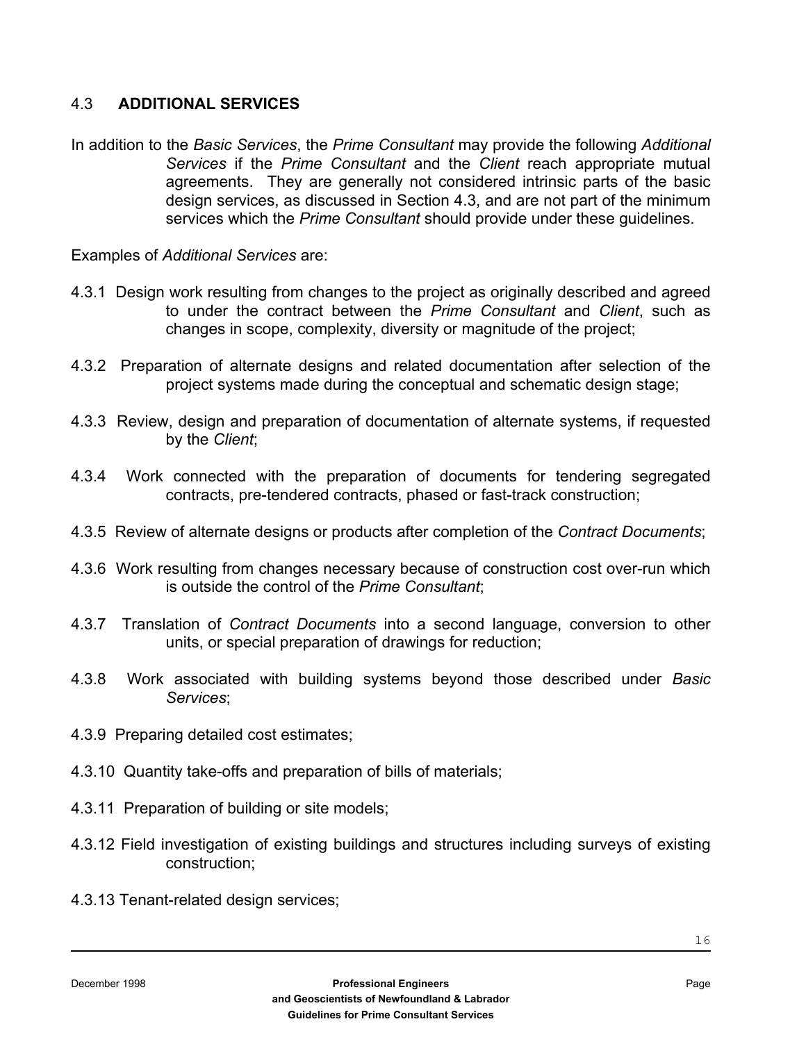## 4.3 **ADDITIONAL SERVICES**

In addition to the *Basic Services*, the *Prime Consultant* may provide the following *Additional Services* if the *Prime Consultant* and the *Client* reach appropriate mutual agreements. They are generally not considered intrinsic parts of the basic design services, as discussed in Section 4.3, and are not part of the minimum services which the *Prime Consultant* should provide under these guidelines.

Examples of *Additional Services* are:

4.3.1 Design work resulting from changes to the project as originally described and agreed to under the contract between the *Prime Consultant* and *Client*, such as changes in scope, complexity, diversity or magnitude of the project;

4.3.2 Preparation of alternate designs and related documentation after selection of the project systems made during the conceptual and schematic design stage;

4.3.3 Review, design and preparation of documentation of alternate systems, if requested by the *Client*;

4.3.4 Work connected with the preparation of documents for tendering segregated contracts, pre-tendered contracts, phased or fast-track construction;

4.3.5 Review of alternate designs or products after completion of the *Contract Documents*;

4.3.6 Work resulting from changes necessary because of construction cost over-run which is outside the control of the *Prime Consultant*;

4.3.7 Translation of *Contract Documents* into a second language, conversion to other units, or special preparation of drawings for reduction;

4.3.8 Work associated with building systems beyond those described under *Basic Services*;

4.3.9 Preparing detailed cost estimates;

4.3.10 Quantity take-offs and preparation of bills of materials;

4.3.11 Preparation of building or site models;

4.3.12 Field investigation of existing buildings and structures including surveys of existing construction;

4.3.13 Tenant-related design services;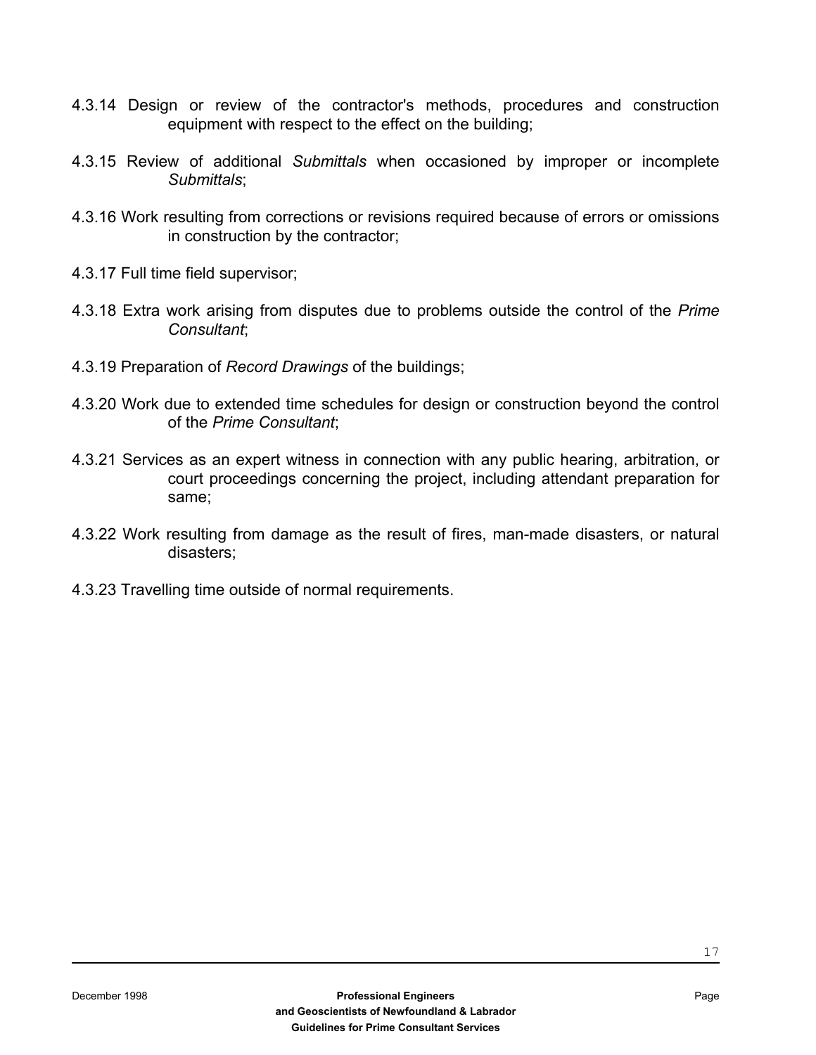4.3.14 Design or review of the contractor's methods, procedures and construction equipment with respect to the effect on the building;

4.3.15 Review of additional *Submittals* when occasioned by improper or incomplete *Submittals*;

4.3.16 Work resulting from corrections or revisions required because of errors or omissions in construction by the contractor;

4.3.17 Full time field supervisor;

4.3.18 Extra work arising from disputes due to problems outside the control of the *Prime Consultant*;

4.3.19 Preparation of *Record Drawings* of the buildings;

4.3.20 Work due to extended time schedules for design or construction beyond the control of the *Prime Consultant*;

4.3.21 Services as an expert witness in connection with any public hearing, arbitration, or court proceedings concerning the project, including attendant preparation for same;

4.3.22 Work resulting from damage as the result of fires, man-made disasters, or natural disasters;

4.3.23 Travelling time outside of normal requirements.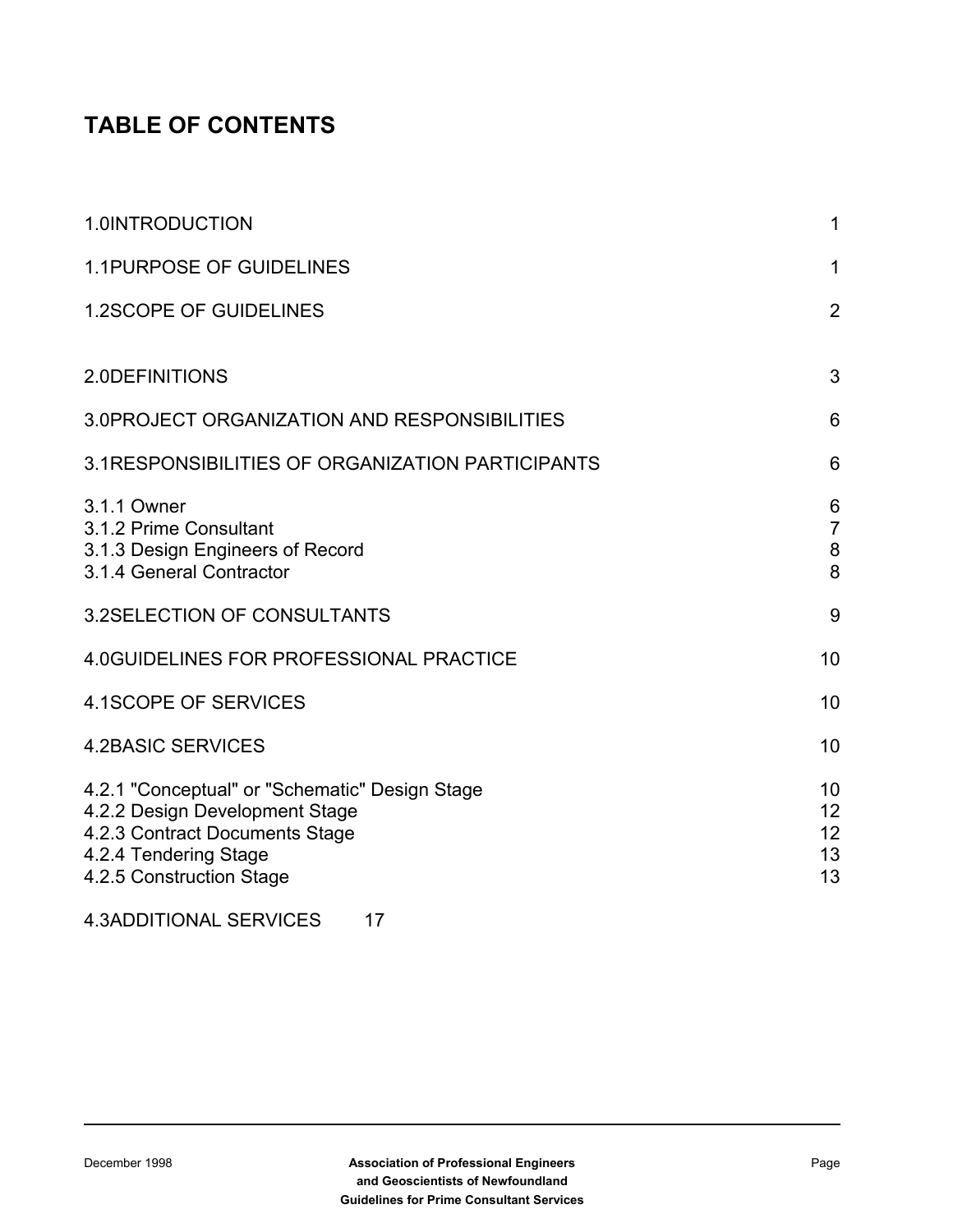# TABLE OF CONTENTS

| | |
|---|---|
| 1.0INTRODUCTION | 1 |
| 1.1PURPOSE OF GUIDELINES | 1 |
| 1.2SCOPE OF GUIDELINES | 2 |
| 2.0DEFINITIONS | 3 |
| 3.0PROJECT ORGANIZATION AND RESPONSIBILITIES | 6 |
| 3.1RESPONSIBILITIES OF ORGANIZATION PARTICIPANTS | 6 |
| 3.1.1 Owner | 6 |
| 3.1.2 Prime Consultant | 7 |
| 3.1.3 Design Engineers of Record | 8 |
| 3.1.4 General Contractor | 8 |
| 3.2SELECTION OF CONSULTANTS | 9 |
| 4.0GUIDELINES FOR PROFESSIONAL PRACTICE | 10 |
| 4.1SCOPE OF SERVICES | 10 |
| 4.2BASIC SERVICES | 10 |
| 4.2.1 "Conceptual" or "Schematic" Design Stage | 10 |
| 4.2.2 Design Development Stage | 12 |
| 4.2.3 Contract Documents Stage | 12 |
| 4.2.4 Tendering Stage | 13 |
| 4.2.5 Construction Stage | 13 |
| 4.3ADDITIONAL SERVICES | 17 |